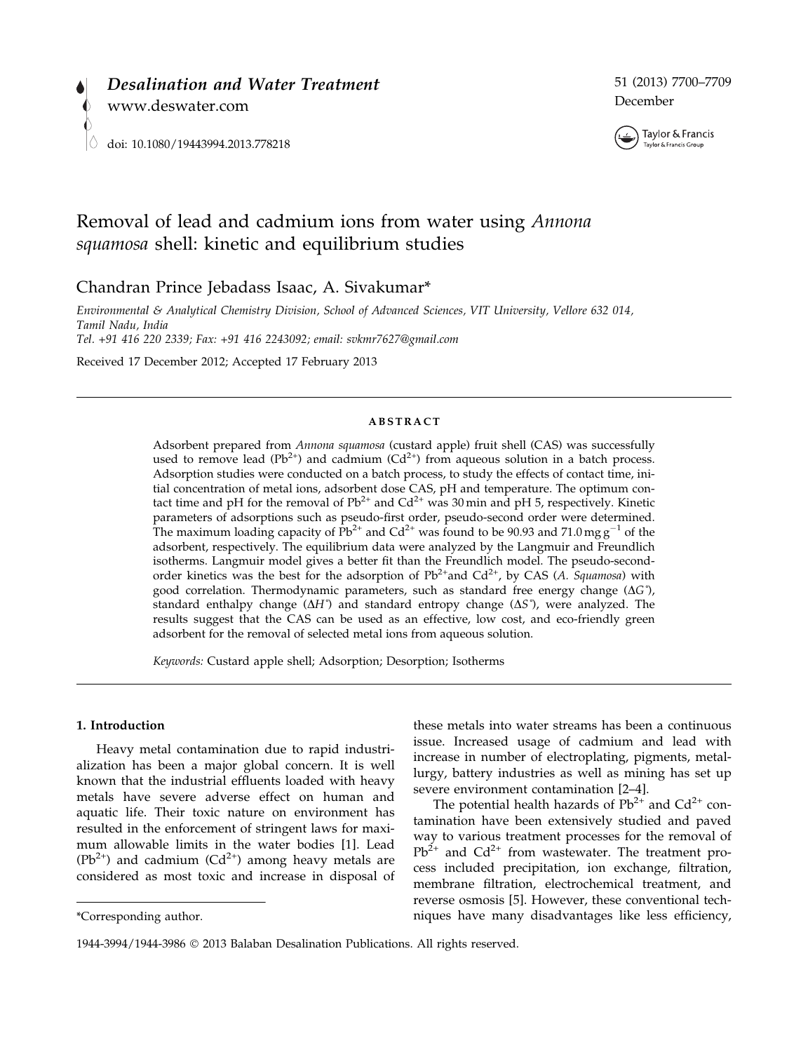Desalination and Water Treatment

www.deswater.com

doi: 10.1080/19443994.2013.778218

51 (2013) 7700–7709
December

# Removal of lead and cadmium ions from water using *Annona squamosa* shell: kinetic and equilibrium studies

Chandran Prince Jebadass Isaac, A. Sivakumar*

*Environmental & Analytical Chemistry Division, School of Advanced Sciences, VIT University, Vellore 632 014, Tamil Nadu, India*
*Tel. +91 416 220 2339; Fax: +91 416 2243092; email: svkmr7627@gmail.com*

Received 17 December 2012; Accepted 17 February 2013

## ABSTRACT

Adsorbent prepared from *Annona squamosa* (custard apple) fruit shell (CAS) was successfully used to remove lead ($Pb^{2+}$) and cadmium ($Cd^{2+}$) from aqueous solution in a batch process. Adsorption studies were conducted on a batch process, to study the effects of contact time, initial concentration of metal ions, adsorbent dose CAS, pH and temperature. The optimum contact time and pH for the removal of $Pb^{2+}$ and $Cd^{2+}$ was 30 min and pH 5, respectively. Kinetic parameters of adsorptions such as pseudo-first order, pseudo-second order were determined. The maximum loading capacity of $Pb^{2+}$ and $Cd^{2+}$ was found to be 90.93 and 71.0 mg $g^{-1}$ of the adsorbent, respectively. The equilibrium data were analyzed by the Langmuir and Freundlich isotherms. Langmuir model gives a better fit than the Freundlich model. The pseudo-second-order kinetics was the best for the adsorption of $Pb^{2+}$and $Cd^{2+}$, by CAS (*A. Squamosa*) with good correlation. Thermodynamic parameters, such as standard free energy change ($\Delta G^{\circ}$), standard enthalpy change ($\Delta H^{\circ}$) and standard entropy change ($\Delta S^{\circ}$), were analyzed. The results suggest that the CAS can be used as an effective, low cost, and eco-friendly green adsorbent for the removal of selected metal ions from aqueous solution.

*Keywords:* Custard apple shell; Adsorption; Desorption; Isotherms

## 1. Introduction

Heavy metal contamination due to rapid industrialization has been a major global concern. It is well known that the industrial effluents loaded with heavy metals have severe adverse effect on human and aquatic life. Their toxic nature on environment has resulted in the enforcement of stringent laws for maximum allowable limits in the water bodies [1]. Lead ($Pb^{2+}$) and cadmium ($Cd^{2+}$) among heavy metals are considered as most toxic and increase in disposal of these metals into water streams has been a continuous issue. Increased usage of cadmium and lead with increase in number of electroplating, pigments, metallurgy, battery industries as well as mining has set up severe environment contamination [2–4].

The potential health hazards of $Pb^{2+}$ and $Cd^{2+}$ contamination have been extensively studied and paved way to various treatment processes for the removal of $Pb^{2+}$ and $Cd^{2+}$ from wastewater. The treatment process included precipitation, ion exchange, filtration, membrane filtration, electrochemical treatment, and reverse osmosis [5]. However, these conventional techniques have many disadvantages like less efficiency,

*Corresponding author.

1944-3994/1944-3986 © 2013 Balaban Desalination Publications. All rights reserved.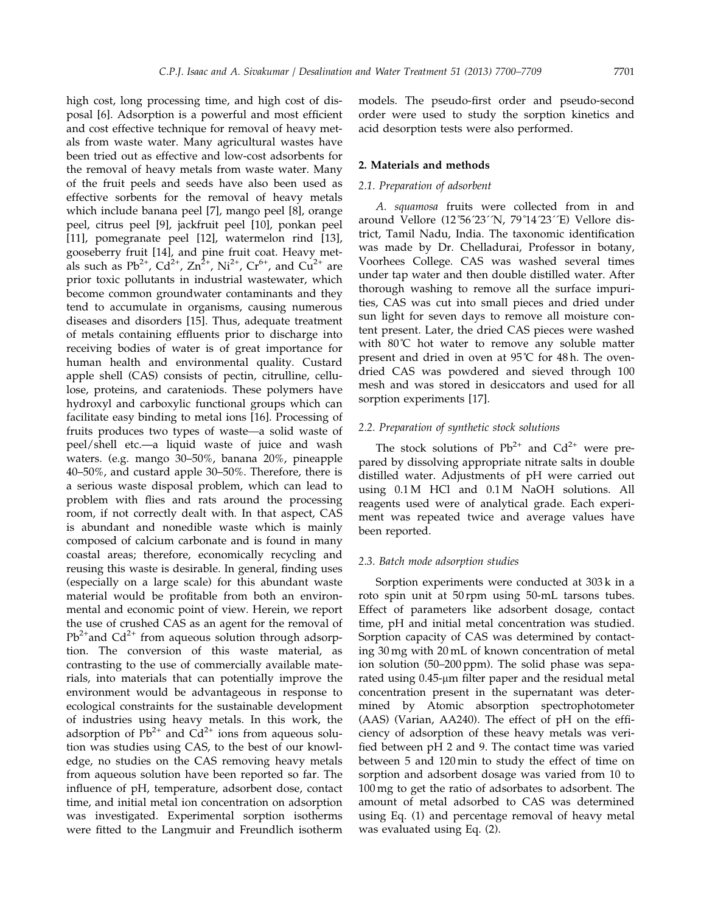high cost, long processing time, and high cost of disposal [6]. Adsorption is a powerful and most efficient and cost effective technique for removal of heavy metals from waste water. Many agricultural wastes have been tried out as effective and low-cost adsorbents for the removal of heavy metals from waste water. Many of the fruit peels and seeds have also been used as effective sorbents for the removal of heavy metals which include banana peel [7], mango peel [8], orange peel, citrus peel [9], jackfruit peel [10], ponkan peel [11], pomegranate peel [12], watermelon rind [13], gooseberry fruit [14], and pine fruit coat. Heavy metals such as $Pb^{2+}$, $Cd^{2+}$, $Zn^{2+}$, $Ni^{2+}$, $Cr^{6+}$, and $Cu^{2+}$ are prior toxic pollutants in industrial wastewater, which become common groundwater contaminants and they tend to accumulate in organisms, causing numerous diseases and disorders [15]. Thus, adequate treatment of metals containing effluents prior to discharge into receiving bodies of water is of great importance for human health and environmental quality. Custard apple shell (CAS) consists of pectin, citrulline, cellulose, proteins, and carateniods. These polymers have hydroxyl and carboxylic functional groups which can facilitate easy binding to metal ions [16]. Processing of fruits produces two types of waste—a solid waste of peel/shell etc.—a liquid waste of juice and wash waters. (e.g. mango 30–50%, banana 20%, pineapple 40–50%, and custard apple 30–50%. Therefore, there is a serious waste disposal problem, which can lead to problem with flies and rats around the processing room, if not correctly dealt with. In that aspect, CAS is abundant and nonedible waste which is mainly composed of calcium carbonate and is found in many coastal areas; therefore, economically recycling and reusing this waste is desirable. In general, finding uses (especially on a large scale) for this abundant waste material would be profitable from both an environmental and economic point of view. Herein, we report the use of crushed CAS as an agent for the removal of $Pb^{2+}$and $Cd^{2+}$ from aqueous solution through adsorption. The conversion of this waste material, as contrasting to the use of commercially available materials, into materials that can potentially improve the environment would be advantageous in response to ecological constraints for the sustainable development of industries using heavy metals. In this work, the adsorption of $Pb^{2+}$ and $Cd^{2+}$ ions from aqueous solution was studies using CAS, to the best of our knowledge, no studies on the CAS removing heavy metals from aqueous solution have been reported so far. The influence of pH, temperature, adsorbent dose, contact time, and initial metal ion concentration on adsorption was investigated. Experimental sorption isotherms were fitted to the Langmuir and Freundlich isotherm models. The pseudo-first order and pseudo-second order were used to study the sorption kinetics and acid desorption tests were also performed.

## 2. Materials and methods

### 2.1. Preparation of adsorbent

*A. squamosa* fruits were collected from in and around Vellore (12°56′23′′N, 79°14′23′′E) Vellore district, Tamil Nadu, India. The taxonomic identification was made by Dr. Chelladurai, Professor in botany, Voorhees College. CAS was washed several times under tap water and then double distilled water. After thorough washing to remove all the surface impurities, CAS was cut into small pieces and dried under sun light for seven days to remove all moisture content present. Later, the dried CAS pieces were washed with 80°C hot water to remove any soluble matter present and dried in oven at 95°C for 48 h. The oven-dried CAS was powdered and sieved through 100 mesh and was stored in desiccators and used for all sorption experiments [17].

### 2.2. Preparation of synthetic stock solutions

The stock solutions of $Pb^{2+}$ and $Cd^{2+}$ were prepared by dissolving appropriate nitrate salts in double distilled water. Adjustments of pH were carried out using 0.1 M HCl and 0.1 M NaOH solutions. All reagents used were of analytical grade. Each experiment was repeated twice and average values have been reported.

### 2.3. Batch mode adsorption studies

Sorption experiments were conducted at 303 k in a roto spin unit at 50 rpm using 50-mL tarsons tubes. Effect of parameters like adsorbent dosage, contact time, pH and initial metal concentration was studied. Sorption capacity of CAS was determined by contacting 30 mg with 20 mL of known concentration of metal ion solution (50–200 ppm). The solid phase was separated using 0.45-μm filter paper and the residual metal concentration present in the supernatant was determined by Atomic absorption spectrophotometer (AAS) (Varian, AA240). The effect of pH on the efficiency of adsorption of these heavy metals was verified between pH 2 and 9. The contact time was varied between 5 and 120 min to study the effect of time on sorption and adsorbent dosage was varied from 10 to 100 mg to get the ratio of adsorbates to adsorbent. The amount of metal adsorbed to CAS was determined using Eq. (1) and percentage removal of heavy metal was evaluated using Eq. (2).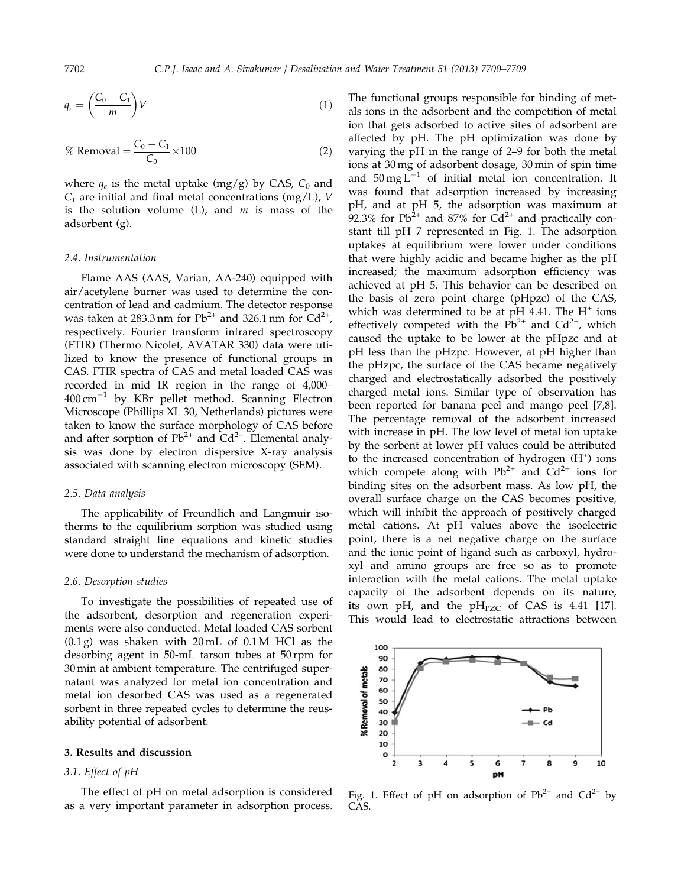$$q_e = \left(\frac{C_0 - C_1}{m}\right)V \tag{1}$$

$$\% \text{ Removal} = \frac{C_0 - C_1}{C_0} \times 100 \tag{2}$$

where $q_e$ is the metal uptake (mg/g) by CAS, $C_0$ and $C_1$ are initial and final metal concentrations (mg/L), $V$ is the solution volume (L), and $m$ is mass of the adsorbent (g).

### 2.4. Instrumentation

Flame AAS (AAS, Varian, AA-240) equipped with air/acetylene burner was used to determine the concentration of lead and cadmium. The detector response was taken at 283.3 nm for $Pb^{2+}$ and 326.1 nm for $Cd^{2+}$, respectively. Fourier transform infrared spectroscopy (FTIR) (Thermo Nicolet, AVATAR 330) data were utilized to know the presence of functional groups in CAS. FTIR spectra of CAS and metal loaded CAS was recorded in mid IR region in the range of 4,000–400 $cm^{-1}$ by KBr pellet method. Scanning Electron Microscope (Phillips XL 30, Netherlands) pictures were taken to know the surface morphology of CAS before and after sorption of $Pb^{2+}$ and $Cd^{2+}$. Elemental analysis was done by electron dispersive X-ray analysis associated with scanning electron microscopy (SEM).

### 2.5. Data analysis

The applicability of Freundlich and Langmuir isotherms to the equilibrium sorption was studied using standard straight line equations and kinetic studies were done to understand the mechanism of adsorption.

### 2.6. Desorption studies

To investigate the possibilities of repeated use of the adsorbent, desorption and regeneration experiments were also conducted. Metal loaded CAS sorbent (0.1 g) was shaken with 20 mL of 0.1 M HCl as the desorbing agent in 50-mL tarson tubes at 50 rpm for 30 min at ambient temperature. The centrifuged supernatant was analyzed for metal ion concentration and metal ion desorbed CAS was used as a regenerated sorbent in three repeated cycles to determine the reusability potential of adsorbent.

## 3. Results and discussion

### 3.1. Effect of pH

The effect of pH on metal adsorption is considered as a very important parameter in adsorption process. The functional groups responsible for binding of metals ions in the adsorbent and the competition of metal ion that gets adsorbed to active sites of adsorbent are affected by pH. The pH optimization was done by varying the pH in the range of 2–9 for both the metal ions at 30 mg of adsorbent dosage, 30 min of spin time and 50 $mg\,L^{-1}$ of initial metal ion concentration. It was found that adsorption increased by increasing pH, and at pH 5, the adsorption was maximum at 92.3% for $Pb^{2+}$ and 87% for $Cd^{2+}$ and practically constant till pH 7 represented in Fig. 1. The adsorption uptakes at equilibrium were lower under conditions that were highly acidic and became higher as the pH increased; the maximum adsorption efficiency was achieved at pH 5. This behavior can be described on the basis of zero point charge (pHpzc) of the CAS, which was determined to be at pH 4.41. The $H^{+}$ ions effectively competed with the $Pb^{2+}$ and $Cd^{2+}$, which caused the uptake to be lower at the pHpzc and at pH less than the pHzpc. However, at pH higher than the pHzpc, the surface of the CAS became negatively charged and electrostatically adsorbed the positively charged metal ions. Similar type of observation has been reported for banana peel and mango peel [7,8]. The percentage removal of the adsorbent increased with increase in pH. The low level of metal ion uptake by the sorbent at lower pH values could be attributed to the increased concentration of hydrogen ($H^{+}$) ions which compete along with $Pb^{2+}$ and $Cd^{2+}$ ions for binding sites on the adsorbent mass. As low pH, the overall surface charge on the CAS becomes positive, which will inhibit the approach of positively charged metal cations. At pH values above the isoelectric point, there is a net negative charge on the surface and the ionic point of ligand such as carboxyl, hydroxyl and amino groups are free so as to promote interaction with the metal cations. The metal uptake capacity of the adsorbent depends on its nature, its own pH, and the $pH_{PZC}$ of CAS is 4.41 [17]. This would lead to electrostatic attractions between

Fig. 1. Effect of pH on adsorption of $Pb^{2+}$ and $Cd^{2+}$ by CAS.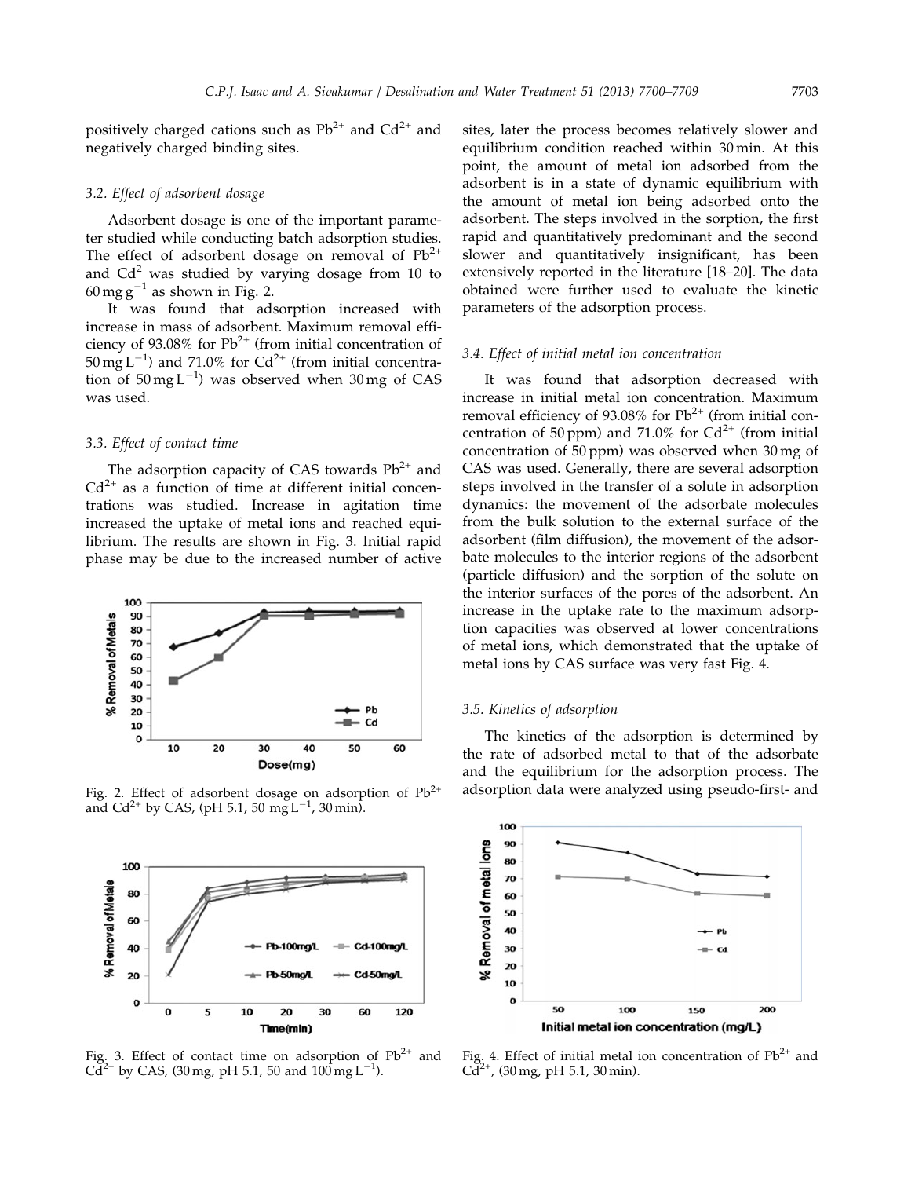positively charged cations such as $Pb^{2+}$ and $Cd^{2+}$ and negatively charged binding sites.

### 3.2. Effect of adsorbent dosage

Adsorbent dosage is one of the important parameter studied while conducting batch adsorption studies. The effect of adsorbent dosage on removal of $Pb^{2+}$ and $Cd^{2}$ was studied by varying dosage from 10 to $60\,mg\,g^{-1}$ as shown in Fig. 2.

It was found that adsorption increased with increase in mass of adsorbent. Maximum removal efficiency of 93.08% for $Pb^{2+}$ (from initial concentration of $50\,mg\,L^{-1}$) and 71.0% for $Cd^{2+}$ (from initial concentration of $50\,mg\,L^{-1}$) was observed when 30 mg of CAS was used.

### 3.3. Effect of contact time

The adsorption capacity of CAS towards $Pb^{2+}$ and $Cd^{2+}$ as a function of time at different initial concentrations was studied. Increase in agitation time increased the uptake of metal ions and reached equilibrium. The results are shown in Fig. 3. Initial rapid phase may be due to the increased number of active sites, later the process becomes relatively slower and equilibrium condition reached within 30 min. At this point, the amount of metal ion adsorbed from the adsorbent is in a state of dynamic equilibrium with the amount of metal ion being adsorbed onto the adsorbent. The steps involved in the sorption, the first rapid and quantitatively predominant and the second slower and quantitatively insignificant, has been extensively reported in the literature [18–20]. The data obtained were further used to evaluate the kinetic parameters of the adsorption process.

Fig. 2. Effect of adsorbent dosage on adsorption of $Pb^{2+}$ and $Cd^{2+}$ by CAS, (pH 5.1, 50 $mg\,L^{-1}$, 30 min).

Fig. 3. Effect of contact time on adsorption of $Pb^{2+}$ and $Cd^{2+}$ by CAS, (30 mg, pH 5.1, 50 and 100 $mg\,L^{-1}$).

### 3.4. Effect of initial metal ion concentration

It was found that adsorption decreased with increase in initial metal ion concentration. Maximum removal efficiency of 93.08% for $Pb^{2+}$ (from initial concentration of 50 ppm) and 71.0% for $Cd^{2+}$ (from initial concentration of 50 ppm) was observed when 30 mg of CAS was used. Generally, there are several adsorption steps involved in the transfer of a solute in adsorption dynamics: the movement of the adsorbate molecules from the bulk solution to the external surface of the adsorbent (film diffusion), the movement of the adsorbate molecules to the interior regions of the adsorbent (particle diffusion) and the sorption of the solute on the interior surfaces of the pores of the adsorbent. An increase in the uptake rate to the maximum adsorption capacities was observed at lower concentrations of metal ions, which demonstrated that the uptake of metal ions by CAS surface was very fast Fig. 4.

### 3.5. Kinetics of adsorption

The kinetics of the adsorption is determined by the rate of adsorbed metal to that of the adsorbate and the equilibrium for the adsorption process. The adsorption data were analyzed using pseudo-first- and

Fig. 4. Effect of initial metal ion concentration of $Pb^{2+}$ and $Cd^{2+}$, (30 mg, pH 5.1, 30 min).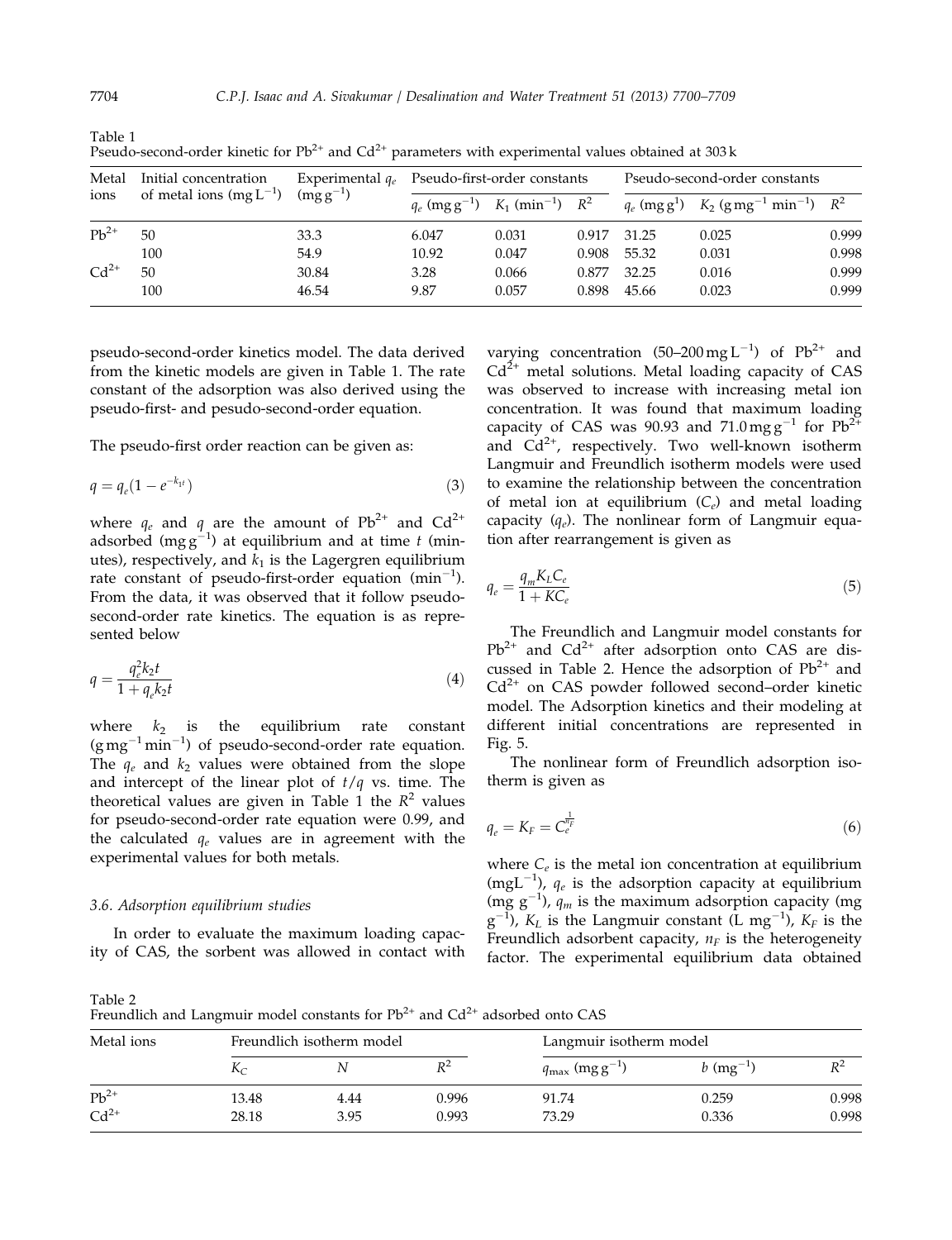Table 1
Pseudo-second-order kinetic for $Pb^{2+}$ and $Cd^{2+}$ parameters with experimental values obtained at 303 k

| Metal ions | Initial concentration of metal ions ($mg\,L^{-1}$) | Experimental $q_e$ ($mg\,g^{-1}$) | Pseudo-first-order constants | | | Pseudo-second-order constants | | |
|---|---|---|---|---|---|---|---|---|
| | | | $q_e$ ($mg\,g^{-1}$) | $K_1$ ($min^{-1}$) | $R^2$ | $q_e$ ($mg\,g^1$) | $K_2$ ($g\,mg^{-1}\,min^{-1}$) | $R^2$ |
| $Pb^{2+}$ | 50 | 33.3 | 6.047 | 0.031 | 0.917 | 31.25 | 0.025 | 0.999 |
| | 100 | 54.9 | 10.92 | 0.047 | 0.908 | 55.32 | 0.031 | 0.998 |
| $Cd^{2+}$ | 50 | 30.84 | 3.28 | 0.066 | 0.877 | 32.25 | 0.016 | 0.999 |
| | 100 | 46.54 | 9.87 | 0.057 | 0.898 | 45.66 | 0.023 | 0.999 |

pseudo-second-order kinetics model. The data derived from the kinetic models are given in Table 1. The rate constant of the adsorption was also derived using the pseudo-first- and pesudo-second-order equation.

The pseudo-first order reaction can be given as:

$$q = q_e(1 - e^{-k_1 t}) \tag{3}$$

where $q_e$ and $q$ are the amount of $Pb^{2+}$ and $Cd^{2+}$ adsorbed ($mg\,g^{-1}$) at equilibrium and at time $t$ (minutes), respectively, and $k_1$ is the Lagergren equilibrium rate constant of pseudo-first-order equation ($min^{-1}$). From the data, it was observed that it follow pseudo-second-order rate kinetics. The equation is as represented below

$$q = \frac{q_e^2 k_2 t}{1 + q_e k_2 t} \tag{4}$$

where $k_2$ is the equilibrium rate constant ($g\,mg^{-1}\,min^{-1}$) of pseudo-second-order rate equation. The $q_e$ and $k_2$ values were obtained from the slope and intercept of the linear plot of $t/q$ vs. time. The theoretical values are given in Table 1 the $R^2$ values for pseudo-second-order rate equation were 0.99, and the calculated $q_e$ values are in agreement with the experimental values for both metals.

### 3.6. Adsorption equilibrium studies

In order to evaluate the maximum loading capacity of CAS, the sorbent was allowed in contact with varying concentration (50–200 $mg\,L^{-1}$) of $Pb^{2+}$ and $Cd^{2+}$ metal solutions. Metal loading capacity of CAS was observed to increase with increasing metal ion concentration. It was found that maximum loading capacity of CAS was 90.93 and 71.0 $mg\,g^{-1}$ for $Pb^{2+}$ and $Cd^{2+}$, respectively. Two well-known isotherm Langmuir and Freundlich isotherm models were used to examine the relationship between the concentration of metal ion at equilibrium ($C_e$) and metal loading capacity ($q_e$). The nonlinear form of Langmuir equation after rearrangement is given as

$$q_e = \frac{q_m K_L C_e}{1 + K C_e} \tag{5}$$

The Freundlich and Langmuir model constants for $Pb^{2+}$ and $Cd^{2+}$ after adsorption onto CAS are discussed in Table 2. Hence the adsorption of $Pb^{2+}$ and $Cd^{2+}$ on CAS powder followed second–order kinetic model. The Adsorption kinetics and their modeling at different initial concentrations are represented in Fig. 5.

The nonlinear form of Freundlich adsorption isotherm is given as

$$q_e = K_F = C_e^{\frac{1}{n_F}} \tag{6}$$

where $C_e$ is the metal ion concentration at equilibrium ($mgL^{-1}$), $q_e$ is the adsorption capacity at equilibrium ($mg\,g^{-1}$), $q_m$ is the maximum adsorption capacity ($mg\,g^{-1}$), $K_L$ is the Langmuir constant ($L\,mg^{-1}$), $K_F$ is the Freundlich adsorbent capacity, $n_F$ is the heterogeneity factor. The experimental equilibrium data obtained

Table 2
Freundlich and Langmuir model constants for $Pb^{2+}$ and $Cd^{2+}$ adsorbed onto CAS

| Metal ions | Freundlich isotherm model | | | Langmuir isotherm model | | |
|---|---|---|---|---|---|---|
| | $K_C$ | $N$ | $R^2$ | $q_{max}$ ($mg\,g^{-1}$) | $b$ ($mg^{-1}$) | $R^2$ |
| $Pb^{2+}$ | 13.48 | 4.44 | 0.996 | 91.74 | 0.259 | 0.998 |
| $Cd^{2+}$ | 28.18 | 3.95 | 0.993 | 73.29 | 0.336 | 0.998 |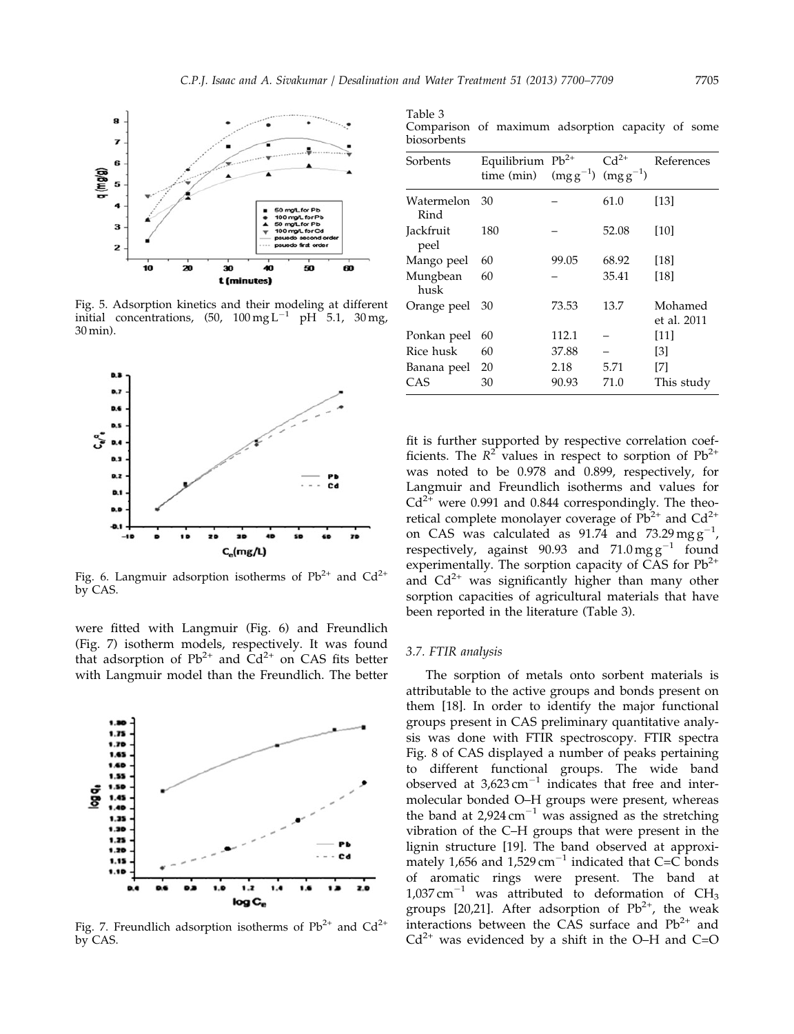Fig. 5. Adsorption kinetics and their modeling at different initial concentrations, (50, 100 mg L$^{-1}$ pH 5.1, 30 mg, 30 min).

Fig. 6. Langmuir adsorption isotherms of $Pb^{2+}$ and $Cd^{2+}$ by CAS.

were fitted with Langmuir (Fig. 6) and Freundlich (Fig. 7) isotherm models, respectively. It was found that adsorption of $Pb^{2+}$ and $Cd^{2+}$ on CAS fits better with Langmuir model than the Freundlich. The better

Fig. 7. Freundlich adsorption isotherms of $Pb^{2+}$ and $Cd^{2+}$ by CAS.

Table 3
Comparison of maximum adsorption capacity of some biosorbents

| Sorbents | Equilibrium time (min) | $Pb^{2+}$ (mg g$^{-1}$) | $Cd^{2+}$ (mg g$^{-1}$) | References |
|---|---|---|---|---|
| Watermelon Rind | 30 | – | 61.0 | [13] |
| Jackfruit peel | 180 | – | 52.08 | [10] |
| Mango peel | 60 | 99.05 | 68.92 | [18] |
| Mungbean husk | 60 | – | 35.41 | [18] |
| Orange peel | 30 | 73.53 | 13.7 | Mohamed et al. 2011 |
| Ponkan peel | 60 | 112.1 | – | [11] |
| Rice husk | 60 | 37.88 | – | [3] |
| Banana peel | 20 | 2.18 | 5.71 | [7] |
| CAS | 30 | 90.93 | 71.0 | This study |

fit is further supported by respective correlation coefficients. The $R^2$ values in respect to sorption of $Pb^{2+}$ was noted to be 0.978 and 0.899, respectively, for Langmuir and Freundlich isotherms and values for $Cd^{2+}$ were 0.991 and 0.844 correspondingly. The theoretical complete monolayer coverage of $Pb^{2+}$ and $Cd^{2+}$ on CAS was calculated as 91.74 and 73.29 mg g$^{-1}$, respectively, against 90.93 and 71.0 mg g$^{-1}$ found experimentally. The sorption capacity of CAS for $Pb^{2+}$ and $Cd^{2+}$ was significantly higher than many other sorption capacities of agricultural materials that have been reported in the literature (Table 3).

### 3.7. FTIR analysis

The sorption of metals onto sorbent materials is attributable to the active groups and bonds present on them [18]. In order to identify the major functional groups present in CAS preliminary quantitative analysis was done with FTIR spectroscopy. FTIR spectra Fig. 8 of CAS displayed a number of peaks pertaining to different functional groups. The wide band observed at 3,623 cm$^{-1}$ indicates that free and intermolecular bonded O–H groups were present, whereas the band at 2,924 cm$^{-1}$ was assigned as the stretching vibration of the C–H groups that were present in the lignin structure [19]. The band observed at approximately 1,656 and 1,529 cm$^{-1}$ indicated that C=C bonds of aromatic rings were present. The band at 1,037 cm$^{-1}$ was attributed to deformation of $CH_3$ groups [20,21]. After adsorption of $Pb^{2+}$, the weak interactions between the CAS surface and $Pb^{2+}$ and $Cd^{2+}$ was evidenced by a shift in the O–H and C=O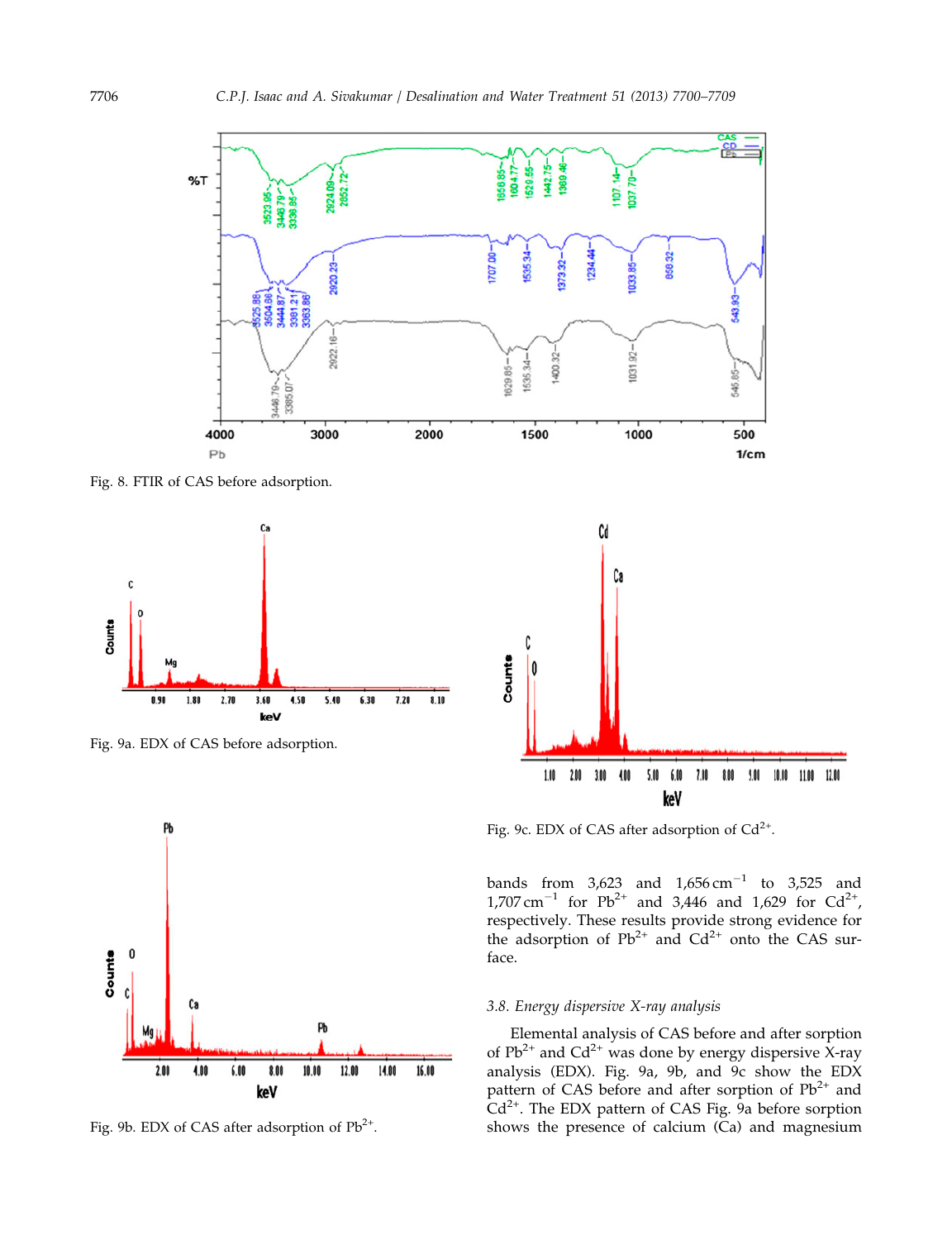Fig. 8. FTIR of CAS before adsorption.

Fig. 9a. EDX of CAS before adsorption.

Fig. 9b. EDX of CAS after adsorption of $Pb^{2+}$.

Fig. 9c. EDX of CAS after adsorption of $Cd^{2+}$.

bands from 3,623 and 1,656 $cm^{-1}$ to 3,525 and 1,707 $cm^{-1}$ for $Pb^{2+}$ and 3,446 and 1,629 for $Cd^{2+}$, respectively. These results provide strong evidence for the adsorption of $Pb^{2+}$ and $Cd^{2+}$ onto the CAS surface.

### *3.8. Energy dispersive X-ray analysis*

Elemental analysis of CAS before and after sorption of $Pb^{2+}$ and $Cd^{2+}$ was done by energy dispersive X-ray analysis (EDX). Fig. 9a, 9b, and 9c show the EDX pattern of CAS before and after sorption of $Pb^{2+}$ and $Cd^{2+}$. The EDX pattern of CAS Fig. 9a before sorption shows the presence of calcium (Ca) and magnesium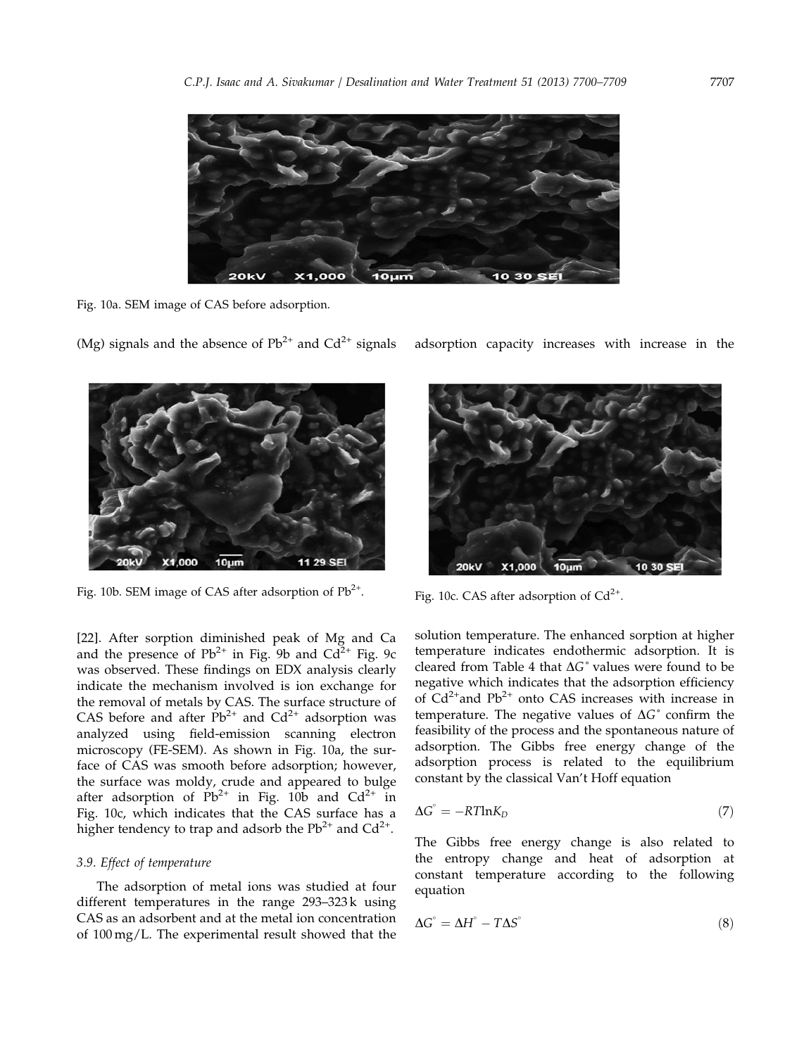Fig. 10a. SEM image of CAS before adsorption.

(Mg) signals and the absence of $Pb^{2+}$ and $Cd^{2+}$ signals [22]. After sorption diminished peak of Mg and Ca and the presence of $Pb^{2+}$ in Fig. 9b and $Cd^{2+}$ Fig. 9c was observed. These findings on EDX analysis clearly indicate the mechanism involved is ion exchange for the removal of metals by CAS. The surface structure of CAS before and after $Pb^{2+}$ and $Cd^{2+}$ adsorption was analyzed using field-emission scanning electron microscopy (FE-SEM). As shown in Fig. 10a, the surface of CAS was smooth before adsorption; however, the surface was moldy, crude and appeared to bulge after adsorption of $Pb^{2+}$ in Fig. 10b and $Cd^{2+}$ in Fig. 10c, which indicates that the CAS surface has a higher tendency to trap and adsorb the $Pb^{2+}$ and $Cd^{2+}$.

Fig. 10b. SEM image of CAS after adsorption of $Pb^{2+}$.

Fig. 10c. CAS after adsorption of $Cd^{2+}$.

### 3.9. Effect of temperature

The adsorption of metal ions was studied at four different temperatures in the range 293–323 k using CAS as an adsorbent and at the metal ion concentration of 100 mg/L. The experimental result showed that the adsorption capacity increases with increase in the solution temperature. The enhanced sorption at higher temperature indicates endothermic adsorption. It is cleared from Table 4 that $\Delta G^{\circ}$ values were found to be negative which indicates that the adsorption efficiency of $Cd^{2+}$and $Pb^{2+}$ onto CAS increases with increase in temperature. The negative values of $\Delta G^{\circ}$ confirm the feasibility of the process and the spontaneous nature of adsorption. The Gibbs free energy change of the adsorption process is related to the equilibrium constant by the classical Van't Hoff equation

$$\Delta G^{\circ} = -RT\ln K_D \tag{7}$$

The Gibbs free energy change is also related to the entropy change and heat of adsorption at constant temperature according to the following equation

$$\Delta G^{\circ} = \Delta H^{\circ} - T\Delta S^{\circ} \tag{8}$$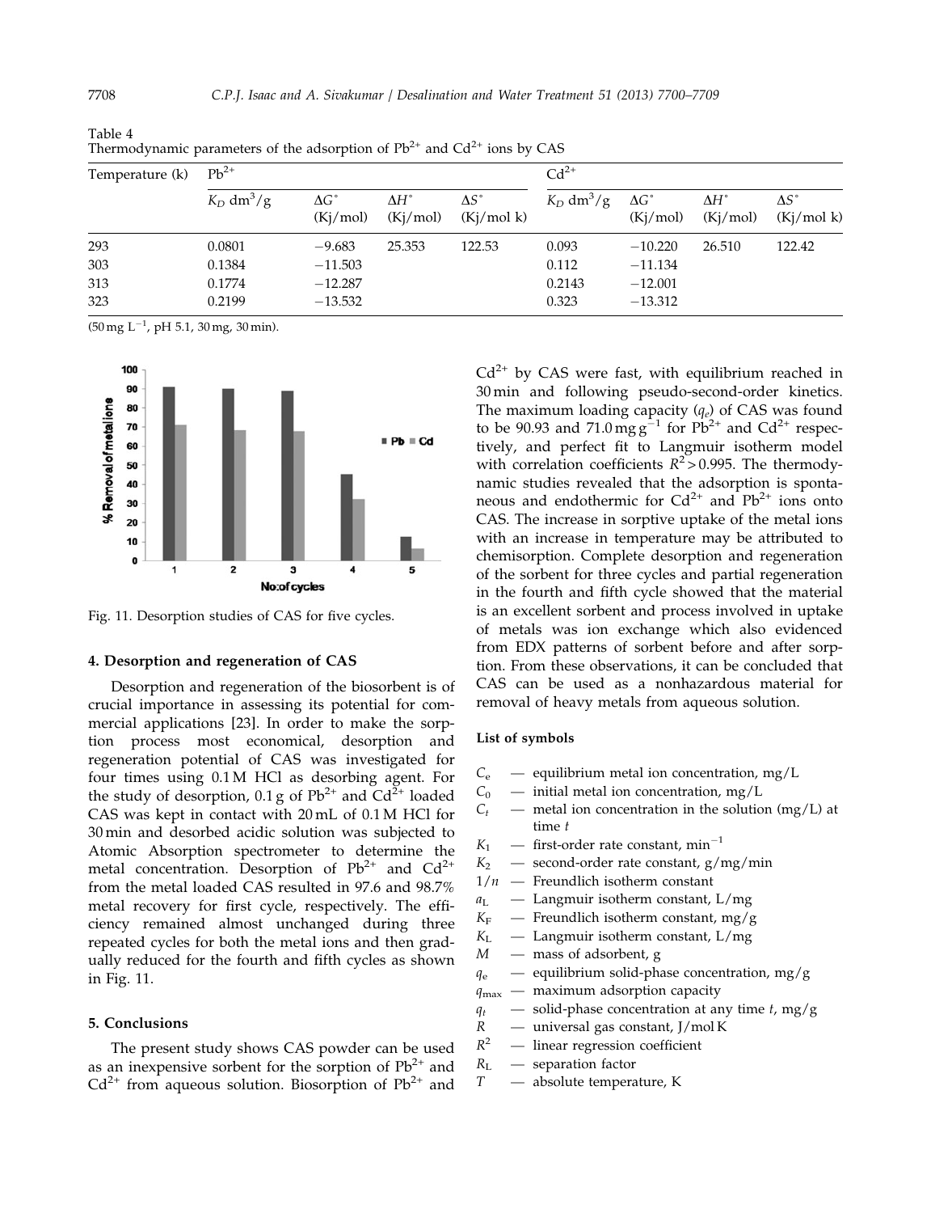Table 4
Thermodynamic parameters of the adsorption of $Pb^{2+}$ and $Cd^{2+}$ ions by CAS

| Temperature (k) | $Pb^{2+}$ | | | | $Cd^{2+}$ | | | |
|---|---|---|---|---|---|---|---|---|
| | $K_D$ $dm^3/g$ | $\Delta G^\circ$ (Kj/mol) | $\Delta H^\circ$ (Kj/mol) | $\Delta S^\circ$ (Kj/mol k) | $K_D$ $dm^3/g$ | $\Delta G^\circ$ (Kj/mol) | $\Delta H^\circ$ (Kj/mol) | $\Delta S^\circ$ (Kj/mol k) |
| 293 | 0.0801 | −9.683 | 25.353 | 122.53 | 0.093 | −10.220 | 26.510 | 122.42 |
| 303 | 0.1384 | −11.503 | | | 0.112 | −11.134 | | |
| 313 | 0.1774 | −12.287 | | | 0.2143 | −12.001 | | |
| 323 | 0.2199 | −13.532 | | | 0.323 | −13.312 | | |

(50 mg $L^{-1}$, pH 5.1, 30 mg, 30 min).

Fig. 11. Desorption studies of CAS for five cycles.

## 4. Desorption and regeneration of CAS

Desorption and regeneration of the biosorbent is of crucial importance in assessing its potential for commercial applications [23]. In order to make the sorption process most economical, desorption and regeneration potential of CAS was investigated for four times using 0.1 M HCl as desorbing agent. For the study of desorption, 0.1 g of $Pb^{2+}$ and $Cd^{2+}$ loaded CAS was kept in contact with 20 mL of 0.1 M HCl for 30 min and desorbed acidic solution was subjected to Atomic Absorption spectrometer to determine the metal concentration. Desorption of $Pb^{2+}$ and $Cd^{2+}$ from the metal loaded CAS resulted in 97.6 and 98.7% metal recovery for first cycle, respectively. The efficiency remained almost unchanged during three repeated cycles for both the metal ions and then gradually reduced for the fourth and fifth cycles as shown in Fig. 11.

## 5. Conclusions

The present study shows CAS powder can be used as an inexpensive sorbent for the sorption of $Pb^{2+}$ and $Cd^{2+}$ from aqueous solution. Biosorption of $Pb^{2+}$ and $Cd^{2+}$ by CAS were fast, with equilibrium reached in 30 min and following pseudo-second-order kinetics. The maximum loading capacity ($q_e$) of CAS was found to be 90.93 and 71.0 mg $g^{-1}$ for $Pb^{2+}$ and $Cd^{2+}$ respectively, and perfect fit to Langmuir isotherm model with correlation coefficients $R^2 > 0.995$. The thermodynamic studies revealed that the adsorption is spontaneous and endothermic for $Cd^{2+}$ and $Pb^{2+}$ ions onto CAS. The increase in sorptive uptake of the metal ions with an increase in temperature may be attributed to chemisorption. Complete desorption and regeneration of the sorbent for three cycles and partial regeneration in the fourth and fifth cycle showed that the material is an excellent sorbent and process involved in uptake of metals was ion exchange which also evidenced from EDX patterns of sorbent before and after sorption. From these observations, it can be concluded that CAS can be used as a nonhazardous material for removal of heavy metals from aqueous solution.

### List of symbols

- $C_e$ — equilibrium metal ion concentration, mg/L
- $C_0$ — initial metal ion concentration, mg/L
- $C_t$ — metal ion concentration in the solution (mg/L) at time $t$
- $K_1$ — first-order rate constant, $min^{-1}$
- $K_2$ — second-order rate constant, g/mg/min
- $1/n$ — Freundlich isotherm constant
- $a_L$ — Langmuir isotherm constant, L/mg
- $K_F$ — Freundlich isotherm constant, mg/g
- $K_L$ — Langmuir isotherm constant, L/mg
- $M$ — mass of adsorbent, g
- $q_e$ — equilibrium solid-phase concentration, mg/g
- $q_{max}$ — maximum adsorption capacity
- $q_t$ — solid-phase concentration at any time $t$, mg/g
- $R$ — universal gas constant, J/mol K
- $R^2$ — linear regression coefficient
- $R_L$ — separation factor
- $T$ — absolute temperature, K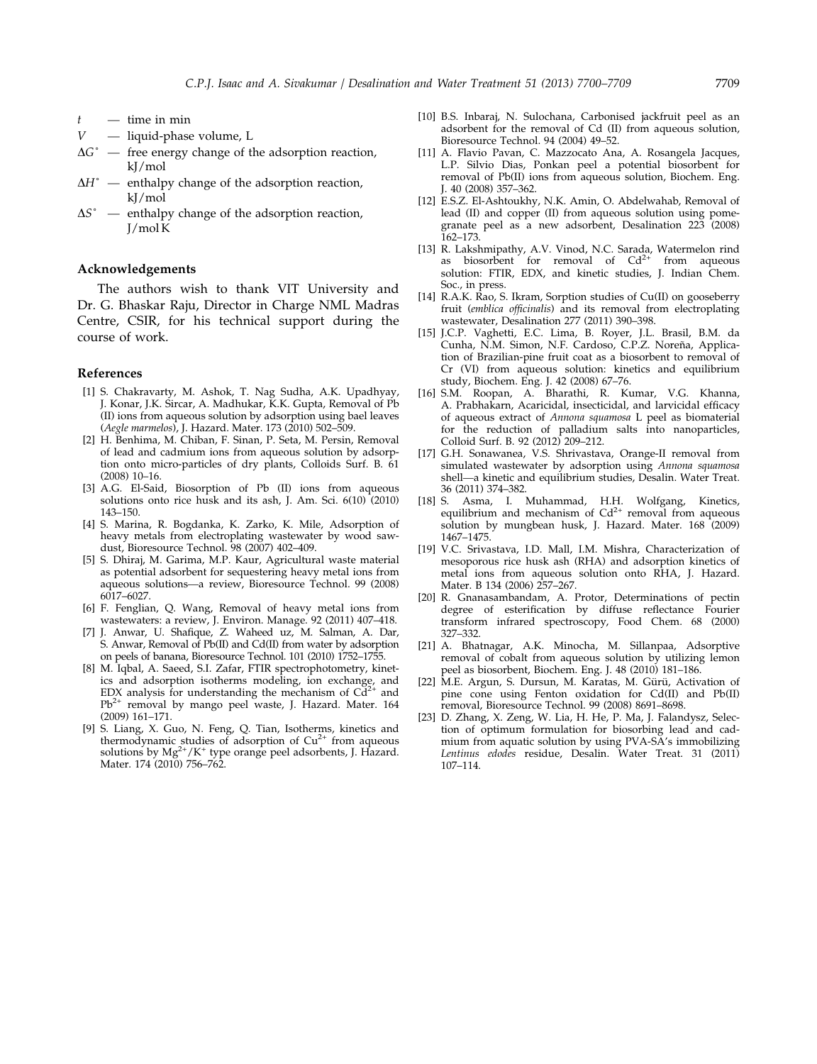$t$ — time in min

$V$ — liquid-phase volume, L

$\Delta G^{\circ}$ — free energy change of the adsorption reaction, kJ/mol

$\Delta H^{\circ}$ — enthalpy change of the adsorption reaction, kJ/mol

$\Delta S^{\circ}$ — enthalpy change of the adsorption reaction, J/mol K

## Acknowledgements

The authors wish to thank VIT University and Dr. G. Bhaskar Raju, Director in Charge NML Madras Centre, CSIR, for his technical support during the course of work.

## References

[1] S. Chakravarty, M. Ashok, T. Nag Sudha, A.K. Upadhyay, J. Konar, J.K. Sircar, A. Madhukar, K.K. Gupta, Removal of Pb (II) ions from aqueous solution by adsorption using bael leaves (*Aegle marmelos*), J. Hazard. Mater. 173 (2010) 502–509.

[2] H. Benhima, M. Chiban, F. Sinan, P. Seta, M. Persin, Removal of lead and cadmium ions from aqueous solution by adsorption onto micro-particles of dry plants, Colloids Surf. B. 61 (2008) 10–16.

[3] A.G. El-Said, Biosorption of Pb (II) ions from aqueous solutions onto rice husk and its ash, J. Am. Sci. 6(10) (2010) 143–150.

[4] S. Marina, R. Bogdanka, K. Zarko, K. Mile, Adsorption of heavy metals from electroplating wastewater by wood sawdust, Bioresource Technol. 98 (2007) 402–409.

[5] S. Dhiraj, M. Garima, M.P. Kaur, Agricultural waste material as potential adsorbent for sequestering heavy metal ions from aqueous solutions—a review, Bioresource Technol. 99 (2008) 6017–6027.

[6] F. Fenglian, Q. Wang, Removal of heavy metal ions from wastewaters: a review, J. Environ. Manage. 92 (2011) 407–418.

[7] J. Anwar, U. Shafique, Z. Waheed uz, M. Salman, A. Dar, S. Anwar, Removal of Pb(II) and Cd(II) from water by adsorption on peels of banana, Bioresource Technol. 101 (2010) 1752–1755.

[8] M. Iqbal, A. Saeed, S.I. Zafar, FTIR spectrophotometry, kinetics and adsorption isotherms modeling, ion exchange, and EDX analysis for understanding the mechanism of $Cd^{2+}$ and $Pb^{2+}$ removal by mango peel waste, J. Hazard. Mater. 164 (2009) 161–171.

[9] S. Liang, X. Guo, N. Feng, Q. Tian, Isotherms, kinetics and thermodynamic studies of adsorption of $Cu^{2+}$ from aqueous solutions by $Mg^{2+}/K^{+}$ type orange peel adsorbents, J. Hazard. Mater. 174 (2010) 756–762.

[10] B.S. Inbaraj, N. Sulochana, Carbonised jackfruit peel as an adsorbent for the removal of Cd (II) from aqueous solution, Bioresource Technol. 94 (2004) 49–52.

[11] A. Flavio Pavan, C. Mazzocato Ana, A. Rosangela Jacques, L.P. Silvio Dias, Ponkan peel a potential biosorbent for removal of Pb(II) ions from aqueous solution, Biochem. Eng. J. 40 (2008) 357–362.

[12] E.S.Z. El-Ashtoukhy, N.K. Amin, O. Abdelwahab, Removal of lead (II) and copper (II) from aqueous solution using pomegranate peel as a new adsorbent, Desalination 223 (2008) 162–173.

[13] R. Lakshmipathy, A.V. Vinod, N.C. Sarada, Watermelon rind as biosorbent for removal of $Cd^{2+}$ from aqueous solution: FTIR, EDX, and kinetic studies, J. Indian Chem. Soc., in press.

[14] R.A.K. Rao, S. Ikram, Sorption studies of Cu(II) on gooseberry fruit (*emblica officinalis*) and its removal from electroplating wastewater, Desalination 277 (2011) 390–398.

[15] J.C.P. Vaghetti, E.C. Lima, B. Royer, J.L. Brasil, B.M. da Cunha, N.M. Simon, N.F. Cardoso, C.P.Z. Noreña, Application of Brazilian-pine fruit coat as a biosorbent to removal of Cr (VI) from aqueous solution: kinetics and equilibrium study, Biochem. Eng. J. 42 (2008) 67–76.

[16] S.M. Roopan, A. Bharathi, R. Kumar, V.G. Khanna, A. Prabhakarn, Acaricidal, insecticidal, and larvicidal efficacy of aqueous extract of *Annona squamosa* L peel as biomaterial for the reduction of palladium salts into nanoparticles, Colloid Surf. B. 92 (2012) 209–212.

[17] G.H. Sonawanea, V.S. Shrivastava, Orange-II removal from simulated wastewater by adsorption using *Annona squamosa* shell—a kinetic and equilibrium studies, Desalin. Water Treat. 36 (2011) 374–382.

[18] S. Asma, I. Muhammad, H.H. Wolfgang, Kinetics, equilibrium and mechanism of $Cd^{2+}$ removal from aqueous solution by mungbean husk, J. Hazard. Mater. 168 (2009) 1467–1475.

[19] V.C. Srivastava, I.D. Mall, I.M. Mishra, Characterization of mesoporous rice husk ash (RHA) and adsorption kinetics of metal ions from aqueous solution onto RHA, J. Hazard. Mater. B 134 (2006) 257–267.

[20] R. Gnanasambandam, A. Protor, Determinations of pectin degree of esterification by diffuse reflectance Fourier transform infrared spectroscopy, Food Chem. 68 (2000) 327–332.

[21] A. Bhatnagar, A.K. Minocha, M. Sillanpaa, Adsorptive removal of cobalt from aqueous solution by utilizing lemon peel as biosorbent, Biochem. Eng. J. 48 (2010) 181–186.

[22] M.E. Argun, S. Dursun, M. Karatas, M. Gürü, Activation of pine cone using Fenton oxidation for Cd(II) and Pb(II) removal, Bioresource Technol. 99 (2008) 8691–8698.

[23] D. Zhang, X. Zeng, W. Lia, H. He, P. Ma, J. Falandysz, Selection of optimum formulation for biosorbing lead and cadmium from aquatic solution by using PVA-SA's immobilizing *Lentinus edodes* residue, Desalin. Water Treat. 31 (2011) 107–114.